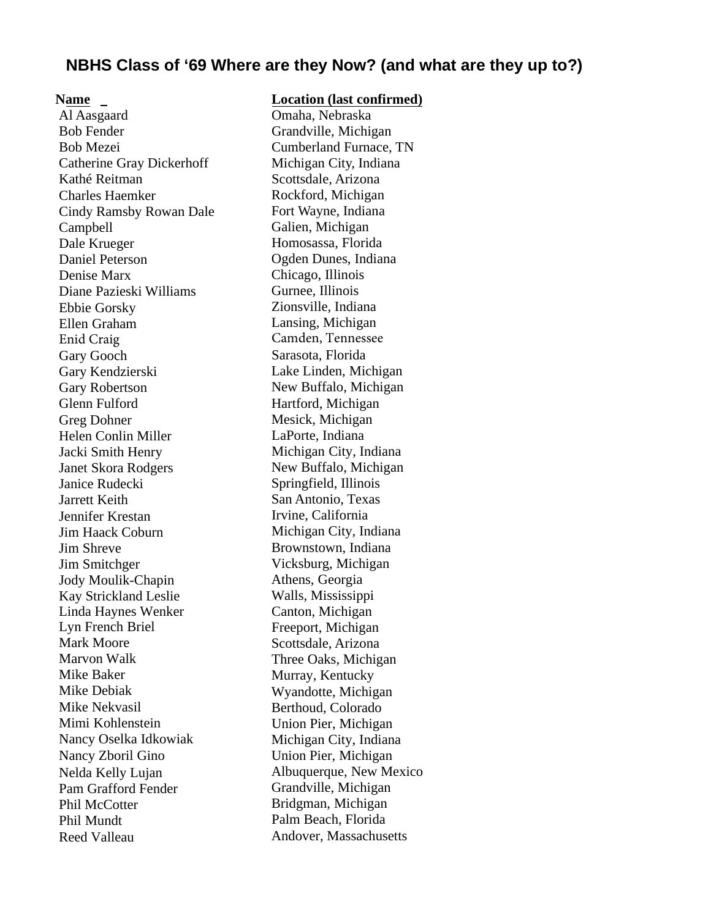# NBHS Class of '69 Where are they Now? (and what are they up to?)

| Name | Location (last confirmed) |
| --- | --- |
| Al Aasgaard | Omaha, Nebraska |
| Bob Fender | Grandville, Michigan |
| Bob Mezei | Cumberland Furnace, TN |
| Catherine Gray Dickerhoff | Michigan City, Indiana |
| Kathé Reitman | Scottsdale, Arizona |
| Charles Haemker | Rockford, Michigan |
| Cindy Ramsby Rowan Dale | Fort Wayne, Indiana |
| Campbell | Galien, Michigan |
| Dale Krueger | Homosassa, Florida |
| Daniel Peterson | Ogden Dunes, Indiana |
| Denise Marx | Chicago, Illinois |
| Diane Pazieski Williams | Gurnee, Illinois |
| Ebbie Gorsky | Zionsville, Indiana |
| Ellen Graham | Lansing, Michigan |
| Enid Craig | Camden, Tennessee |
| Gary Gooch | Sarasota, Florida |
| Gary Kendzierski | Lake Linden, Michigan |
| Gary Robertson | New Buffalo, Michigan |
| Glenn Fulford | Hartford, Michigan |
| Greg Dohner | Mesick, Michigan |
| Helen Conlin Miller | LaPorte, Indiana |
| Jacki Smith Henry | Michigan City, Indiana |
| Janet Skora Rodgers | New Buffalo, Michigan |
| Janice Rudecki | Springfield, Illinois |
| Jarrett Keith | San Antonio, Texas |
| Jennifer Krestan | Irvine, California |
| Jim Haack Coburn | Michigan City, Indiana |
| Jim Shreve | Brownstown, Indiana |
| Jim Smitchger | Vicksburg, Michigan |
| Jody Moulik-Chapin | Athens, Georgia |
| Kay Strickland Leslie | Walls, Mississippi |
| Linda Haynes Wenker | Canton, Michigan |
| Lyn French Briel | Freeport, Michigan |
| Mark Moore | Scottsdale, Arizona |
| Marvon Walk | Three Oaks, Michigan |
| Mike Baker | Murray, Kentucky |
| Mike Debiak | Wyandotte, Michigan |
| Mike Nekvasil | Berthoud, Colorado |
| Mimi Kohlenstein | Union Pier, Michigan |
| Nancy Oselka Idkowiak | Michigan City, Indiana |
| Nancy Zboril Gino | Union Pier, Michigan |
| Nelda Kelly Lujan | Albuquerque, New Mexico |
| Pam Grafford Fender | Grandville, Michigan |
| Phil McCotter | Bridgman, Michigan |
| Phil Mundt | Palm Beach, Florida |
| Reed Valleau | Andover, Massachusetts |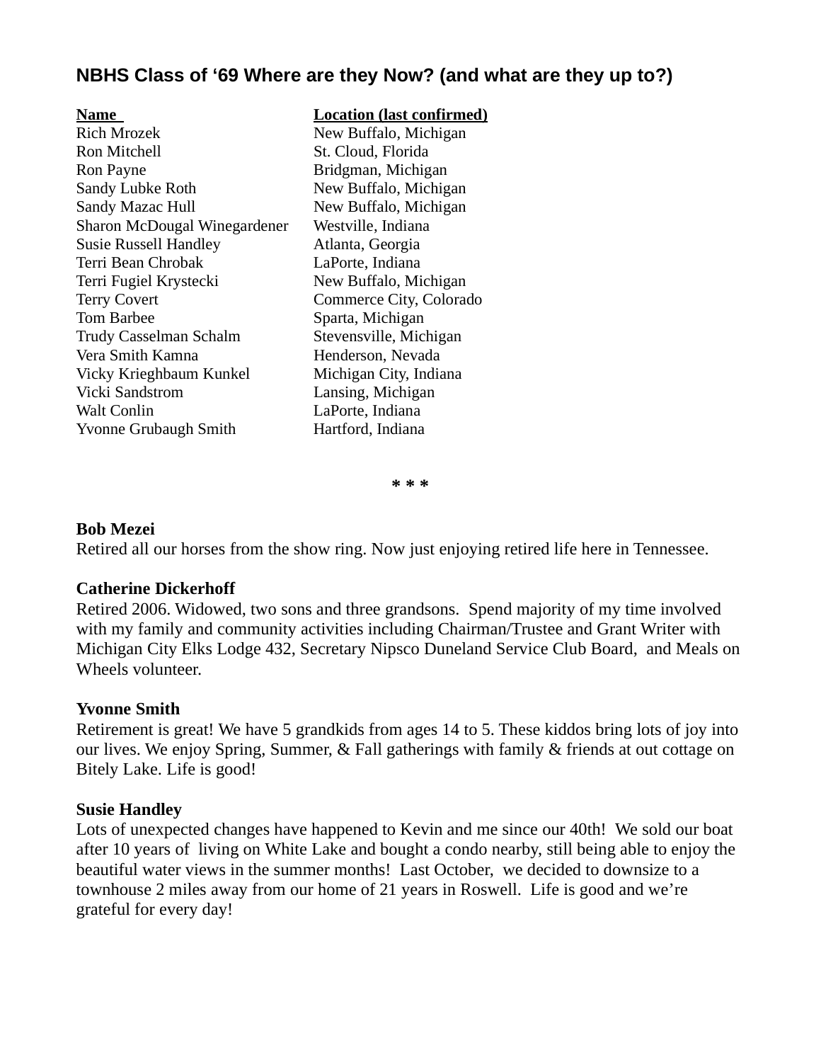**NBHS Class of '69 Where are they Now? (and what are they up to?)**

| Name | Location (last confirmed) |
| --- | --- |
| Rich Mrozek | New Buffalo, Michigan |
| Ron Mitchell | St. Cloud, Florida |
| Ron Payne | Bridgman, Michigan |
| Sandy Lubke Roth | New Buffalo, Michigan |
| Sandy Mazac Hull | New Buffalo, Michigan |
| Sharon McDougal Winegardener | Westville, Indiana |
| Susie Russell Handley | Atlanta, Georgia |
| Terri Bean Chrobak | LaPorte, Indiana |
| Terri Fugiel Krystecki | New Buffalo, Michigan |
| Terry Covert | Commerce City, Colorado |
| Tom Barbee | Sparta, Michigan |
| Trudy Casselman Schalm | Stevensville, Michigan |
| Vera Smith Kamna | Henderson, Nevada |
| Vicky Krieghbaum Kunkel | Michigan City, Indiana |
| Vicki Sandstrom | Lansing, Michigan |
| Walt Conlin | LaPorte, Indiana |
| Yvonne Grubaugh Smith | Hartford, Indiana |

* * *

**Bob Mezei**
Retired all our horses from the show ring. Now just enjoying retired life here in Tennessee.

**Catherine Dickerhoff**
Retired 2006. Widowed, two sons and three grandsons. Spend majority of my time involved with my family and community activities including Chairman/Trustee and Grant Writer with Michigan City Elks Lodge 432, Secretary Nipsco Duneland Service Club Board, and Meals on Wheels volunteer.

**Yvonne Smith**
Retirement is great! We have 5 grandkids from ages 14 to 5. These kiddos bring lots of joy into our lives. We enjoy Spring, Summer, & Fall gatherings with family & friends at out cottage on Bitely Lake. Life is good!

**Susie Handley**
Lots of unexpected changes have happened to Kevin and me since our 40th! We sold our boat after 10 years of living on White Lake and bought a condo nearby, still being able to enjoy the beautiful water views in the summer months! Last October, we decided to downsize to a townhouse 2 miles away from our home of 21 years in Roswell. Life is good and we're grateful for every day!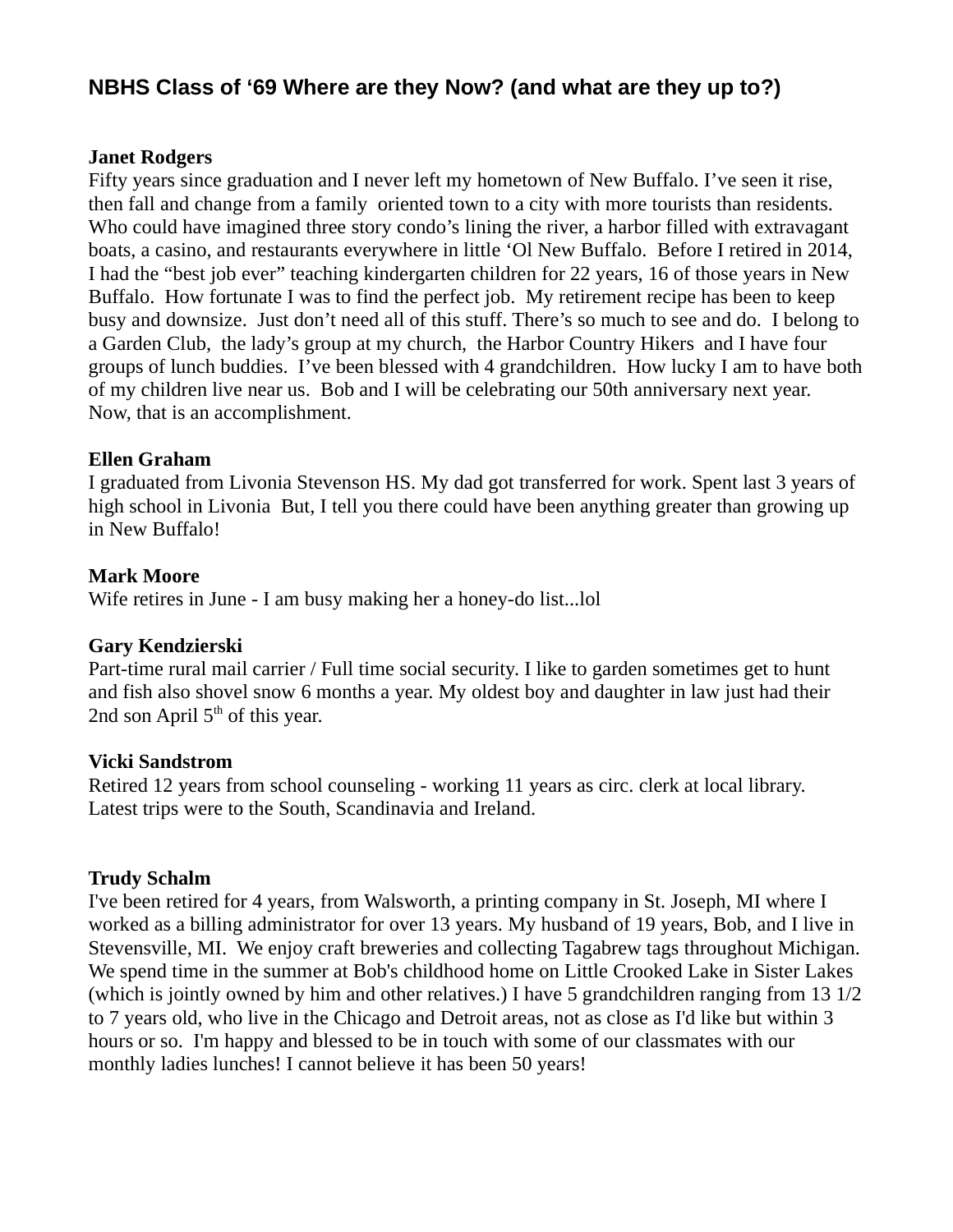## NBHS Class of '69 Where are they Now? (and what are they up to?)

**Janet Rodgers**
Fifty years since graduation and I never left my hometown of New Buffalo. I've seen it rise, then fall and change from a family oriented town to a city with more tourists than residents. Who could have imagined three story condo's lining the river, a harbor filled with extravagant boats, a casino, and restaurants everywhere in little 'Ol New Buffalo. Before I retired in 2014, I had the "best job ever" teaching kindergarten children for 22 years, 16 of those years in New Buffalo. How fortunate I was to find the perfect job. My retirement recipe has been to keep busy and downsize. Just don't need all of this stuff. There's so much to see and do. I belong to a Garden Club, the lady's group at my church, the Harbor Country Hikers and I have four groups of lunch buddies. I've been blessed with 4 grandchildren. How lucky I am to have both of my children live near us. Bob and I will be celebrating our 50th anniversary next year. Now, that is an accomplishment.

**Ellen Graham**
I graduated from Livonia Stevenson HS. My dad got transferred for work. Spent last 3 years of high school in Livonia But, I tell you there could have been anything greater than growing up in New Buffalo!

**Mark Moore**
Wife retires in June - I am busy making her a honey-do list...lol

**Gary Kendzierski**
Part-time rural mail carrier / Full time social security. I like to garden sometimes get to hunt and fish also shovel snow 6 months a year. My oldest boy and daughter in law just had their 2nd son April 5th of this year.

**Vicki Sandstrom**
Retired 12 years from school counseling - working 11 years as circ. clerk at local library. Latest trips were to the South, Scandinavia and Ireland.

**Trudy Schalm**
I've been retired for 4 years, from Walsworth, a printing company in St. Joseph, MI where I worked as a billing administrator for over 13 years. My husband of 19 years, Bob, and I live in Stevensville, MI. We enjoy craft breweries and collecting Tagabrew tags throughout Michigan. We spend time in the summer at Bob's childhood home on Little Crooked Lake in Sister Lakes (which is jointly owned by him and other relatives.) I have 5 grandchildren ranging from 13 1/2 to 7 years old, who live in the Chicago and Detroit areas, not as close as I'd like but within 3 hours or so. I'm happy and blessed to be in touch with some of our classmates with our monthly ladies lunches! I cannot believe it has been 50 years!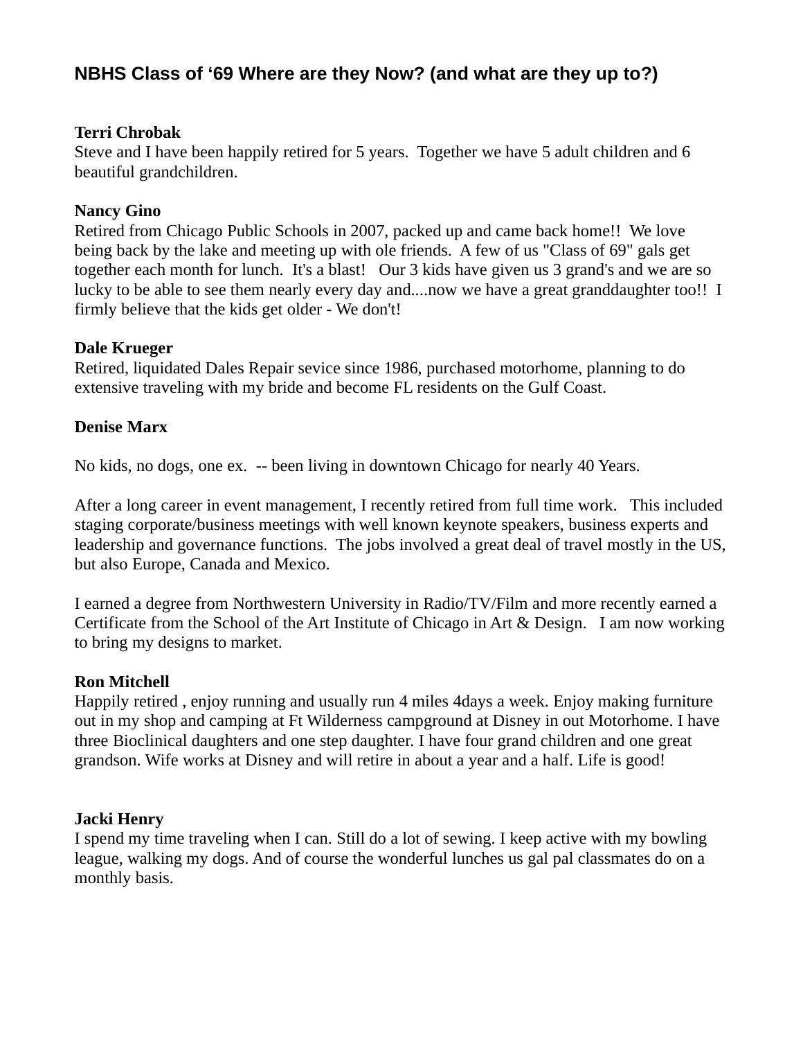## NBHS Class of '69 Where are they Now? (and what are they up to?)

**Terri Chrobak**
Steve and I have been happily retired for 5 years. Together we have 5 adult children and 6 beautiful grandchildren.

**Nancy Gino**
Retired from Chicago Public Schools in 2007, packed up and came back home!! We love being back by the lake and meeting up with ole friends. A few of us "Class of 69" gals get together each month for lunch. It's a blast! Our 3 kids have given us 3 grand's and we are so lucky to be able to see them nearly every day and....now we have a great granddaughter too!! I firmly believe that the kids get older - We don't!

**Dale Krueger**
Retired, liquidated Dales Repair sevice since 1986, purchased motorhome, planning to do extensive traveling with my bride and become FL residents on the Gulf Coast.

**Denise Marx**

No kids, no dogs, one ex. -- been living in downtown Chicago for nearly 40 Years.

After a long career in event management, I recently retired from full time work. This included staging corporate/business meetings with well known keynote speakers, business experts and leadership and governance functions. The jobs involved a great deal of travel mostly in the US, but also Europe, Canada and Mexico.

I earned a degree from Northwestern University in Radio/TV/Film and more recently earned a Certificate from the School of the Art Institute of Chicago in Art & Design. I am now working to bring my designs to market.

**Ron Mitchell**
Happily retired , enjoy running and usually run 4 miles 4days a week. Enjoy making furniture out in my shop and camping at Ft Wilderness campground at Disney in out Motorhome. I have three Bioclinical daughters and one step daughter. I have four grand children and one great grandson. Wife works at Disney and will retire in about a year and a half. Life is good!

**Jacki Henry**
I spend my time traveling when I can. Still do a lot of sewing. I keep active with my bowling league, walking my dogs. And of course the wonderful lunches us gal pal classmates do on a monthly basis.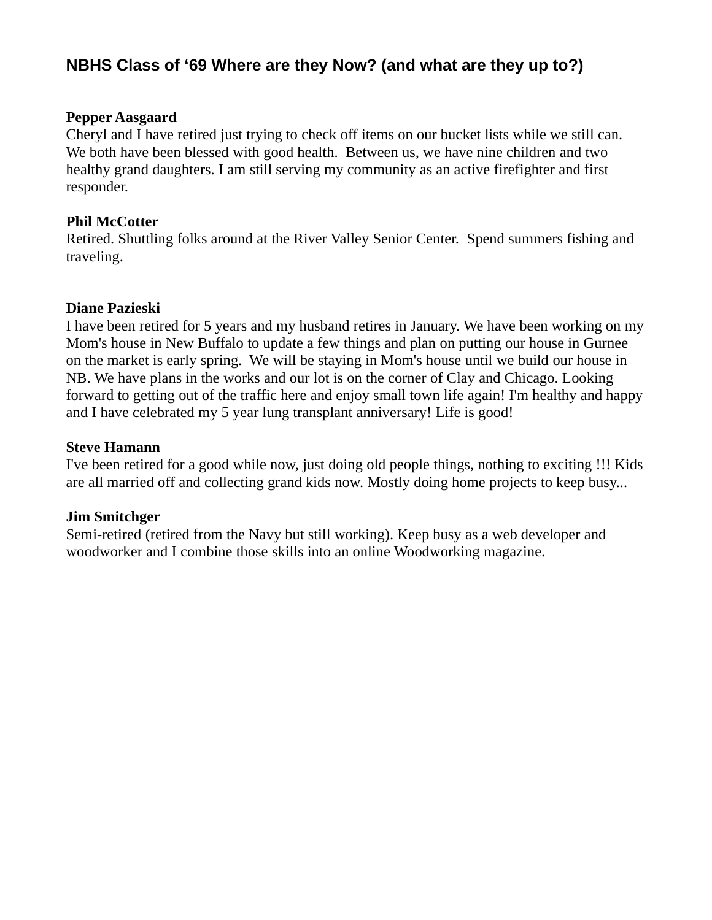## NBHS Class of '69 Where are they Now? (and what are they up to?)

**Pepper Aasgaard**
Cheryl and I have retired just trying to check off items on our bucket lists while we still can. We both have been blessed with good health. Between us, we have nine children and two healthy grand daughters. I am still serving my community as an active firefighter and first responder.

**Phil McCotter**
Retired. Shuttling folks around at the River Valley Senior Center. Spend summers fishing and traveling.

**Diane Pazieski**
I have been retired for 5 years and my husband retires in January. We have been working on my Mom's house in New Buffalo to update a few things and plan on putting our house in Gurnee on the market is early spring. We will be staying in Mom's house until we build our house in NB. We have plans in the works and our lot is on the corner of Clay and Chicago. Looking forward to getting out of the traffic here and enjoy small town life again! I'm healthy and happy and I have celebrated my 5 year lung transplant anniversary! Life is good!

**Steve Hamann**
I've been retired for a good while now, just doing old people things, nothing to exciting !!! Kids are all married off and collecting grand kids now. Mostly doing home projects to keep busy...

**Jim Smitchger**
Semi-retired (retired from the Navy but still working). Keep busy as a web developer and woodworker and I combine those skills into an online Woodworking magazine.